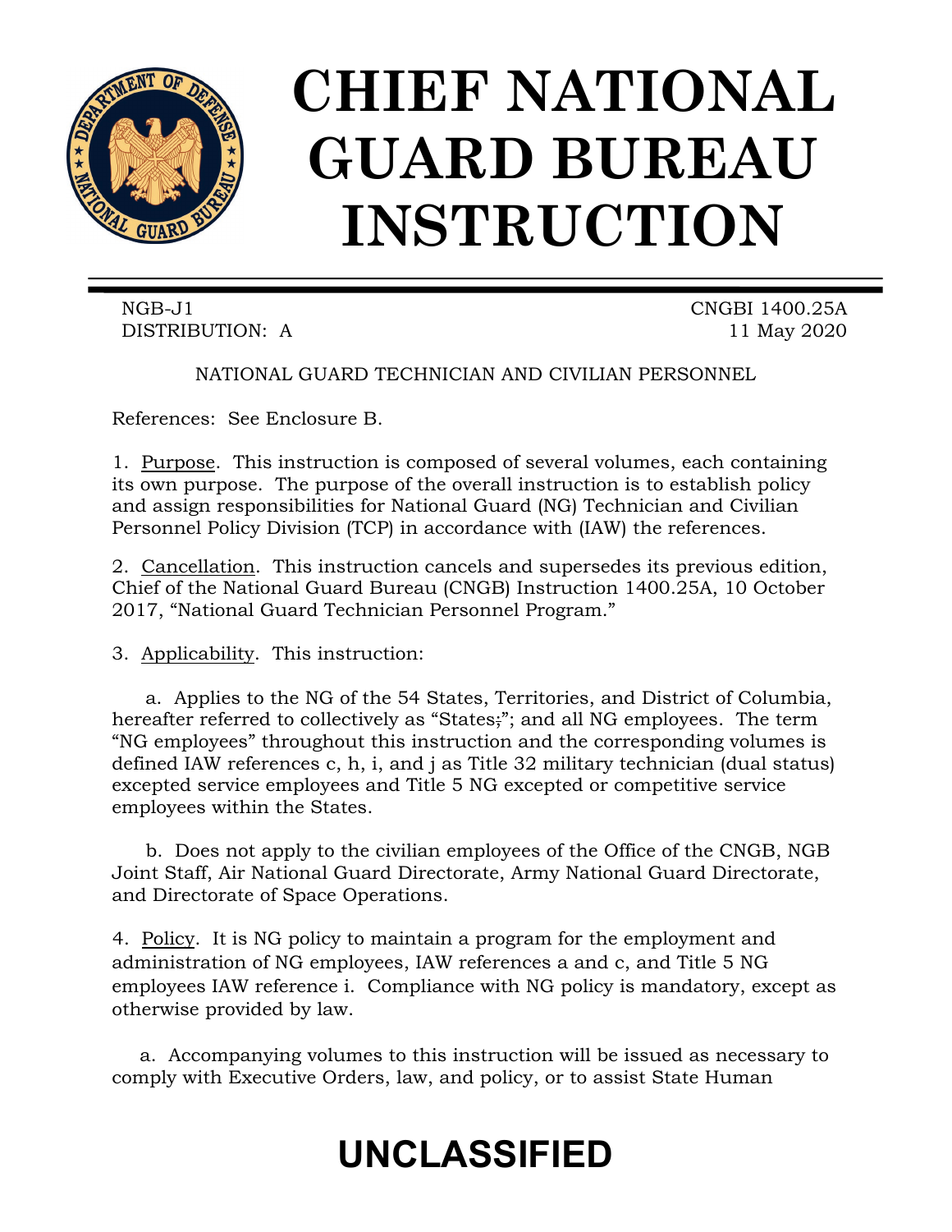# CHIEF NATIONAL GUARD BUREAU INSTRUCTION

NGB-J1
DISTRIBUTION: A

CNGBI 1400.25A
11 May 2020

NATIONAL GUARD TECHNICIAN AND CIVILIAN PERSONNEL

References: See Enclosure B.

1. Purpose. This instruction is composed of several volumes, each containing its own purpose. The purpose of the overall instruction is to establish policy and assign responsibilities for National Guard (NG) Technician and Civilian Personnel Policy Division (TCP) in accordance with (IAW) the references.

2. Cancellation. This instruction cancels and supersedes its previous edition, Chief of the National Guard Bureau (CNGB) Instruction 1400.25A, 10 October 2017, "National Guard Technician Personnel Program."

3. Applicability. This instruction:

a. Applies to the NG of the 54 States, Territories, and District of Columbia, hereafter referred to collectively as "States;"; and all NG employees. The term "NG employees" throughout this instruction and the corresponding volumes is defined IAW references c, h, i, and j as Title 32 military technician (dual status) excepted service employees and Title 5 NG excepted or competitive service employees within the States.

b. Does not apply to the civilian employees of the Office of the CNGB, NGB Joint Staff, Air National Guard Directorate, Army National Guard Directorate, and Directorate of Space Operations.

4. Policy. It is NG policy to maintain a program for the employment and administration of NG employees, IAW references a and c, and Title 5 NG employees IAW reference i. Compliance with NG policy is mandatory, except as otherwise provided by law.

a. Accompanying volumes to this instruction will be issued as necessary to comply with Executive Orders, law, and policy, or to assist State Human

UNCLASSIFIED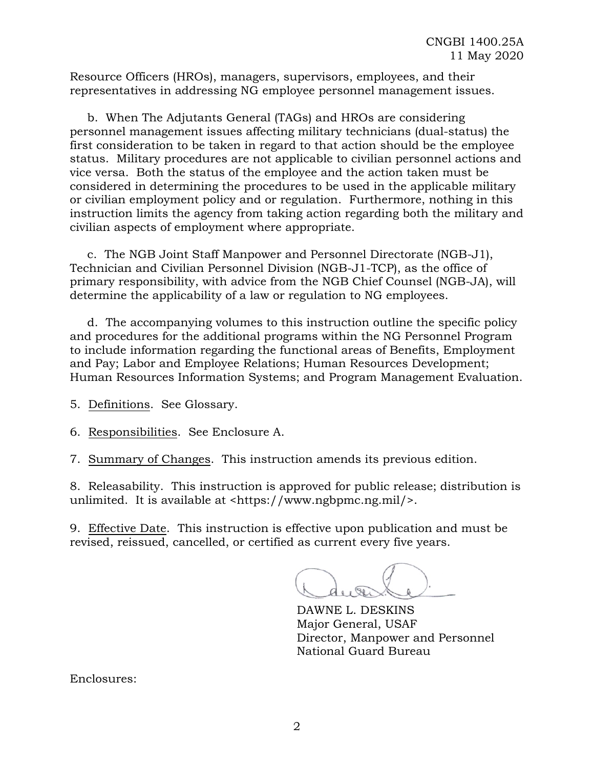Resource Officers (HROs), managers, supervisors, employees, and their representatives in addressing NG employee personnel management issues.

b. When The Adjutants General (TAGs) and HROs are considering personnel management issues affecting military technicians (dual-status) the first consideration to be taken in regard to that action should be the employee status. Military procedures are not applicable to civilian personnel actions and vice versa. Both the status of the employee and the action taken must be considered in determining the procedures to be used in the applicable military or civilian employment policy and or regulation. Furthermore, nothing in this instruction limits the agency from taking action regarding both the military and civilian aspects of employment where appropriate.

c. The NGB Joint Staff Manpower and Personnel Directorate (NGB-J1), Technician and Civilian Personnel Division (NGB-J1-TCP), as the office of primary responsibility, with advice from the NGB Chief Counsel (NGB-JA), will determine the applicability of a law or regulation to NG employees.

d. The accompanying volumes to this instruction outline the specific policy and procedures for the additional programs within the NG Personnel Program to include information regarding the functional areas of Benefits, Employment and Pay; Labor and Employee Relations; Human Resources Development; Human Resources Information Systems; and Program Management Evaluation.

5. Definitions. See Glossary.

6. Responsibilities. See Enclosure A.

7. Summary of Changes. This instruction amends its previous edition.

8. Releasability. This instruction is approved for public release; distribution is unlimited. It is available at <https://www.ngbpmc.ng.mil/>.

9. Effective Date. This instruction is effective upon publication and must be revised, reissued, cancelled, or certified as current every five years.

DAWNE L. DESKINS
Major General, USAF
Director, Manpower and Personnel
National Guard Bureau

Enclosures: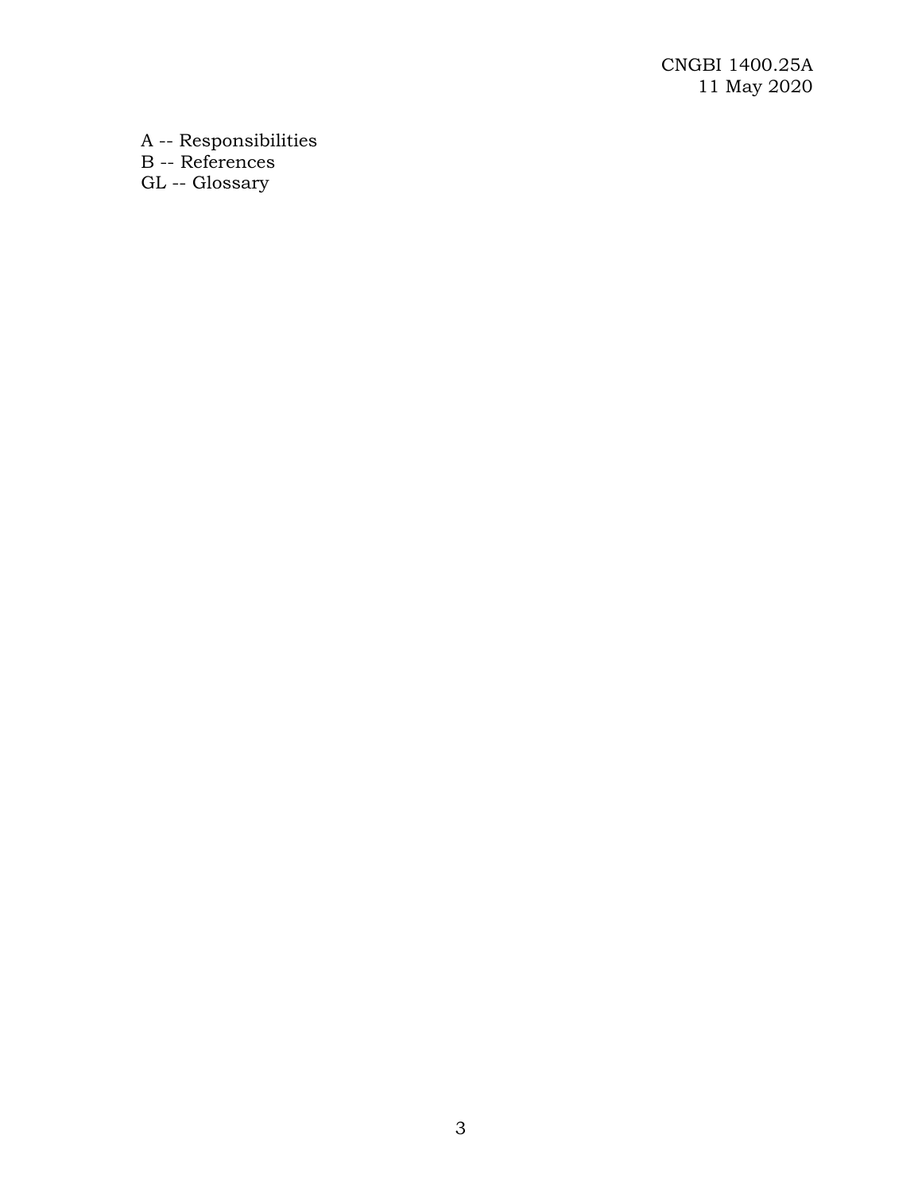A -- Responsibilities
B -- References
GL -- Glossary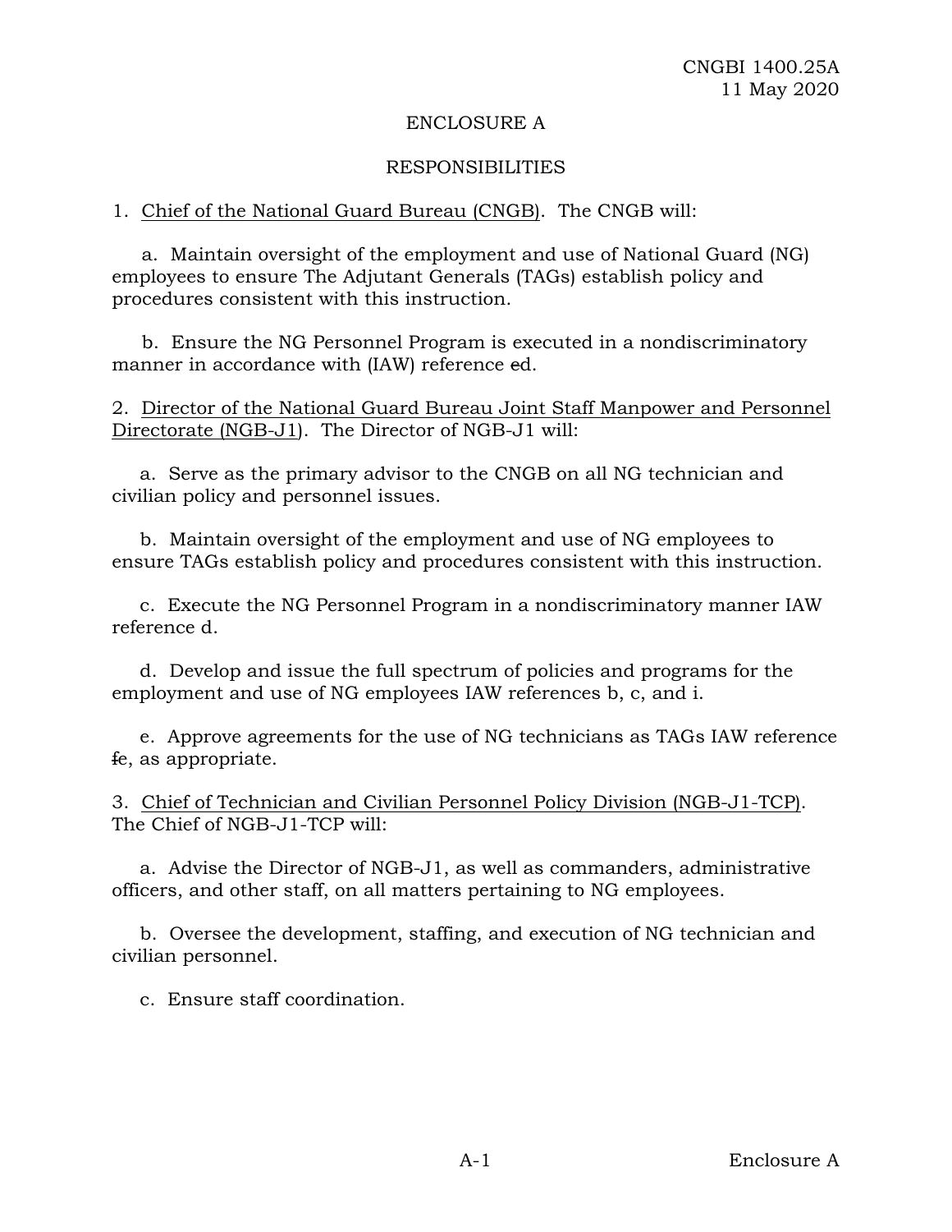## ENCLOSURE A

## RESPONSIBILITIES

1. Chief of the National Guard Bureau (CNGB). The CNGB will:

   a. Maintain oversight of the employment and use of National Guard (NG) employees to ensure The Adjutant Generals (TAGs) establish policy and procedures consistent with this instruction.

   b. Ensure the NG Personnel Program is executed in a nondiscriminatory manner in accordance with (IAW) reference ~~c~~d.

2. Director of the National Guard Bureau Joint Staff Manpower and Personnel Directorate (NGB-J1). The Director of NGB-J1 will:

   a. Serve as the primary advisor to the CNGB on all NG technician and civilian policy and personnel issues.

   b. Maintain oversight of the employment and use of NG employees to ensure TAGs establish policy and procedures consistent with this instruction.

   c. Execute the NG Personnel Program in a nondiscriminatory manner IAW reference d.

   d. Develop and issue the full spectrum of policies and programs for the employment and use of NG employees IAW references b, c, and i.

   e. Approve agreements for the use of NG technicians as TAGs IAW reference ~~f~~e, as appropriate.

3. Chief of Technician and Civilian Personnel Policy Division (NGB-J1-TCP). The Chief of NGB-J1-TCP will:

   a. Advise the Director of NGB-J1, as well as commanders, administrative officers, and other staff, on all matters pertaining to NG employees.

   b. Oversee the development, staffing, and execution of NG technician and civilian personnel.

   c. Ensure staff coordination.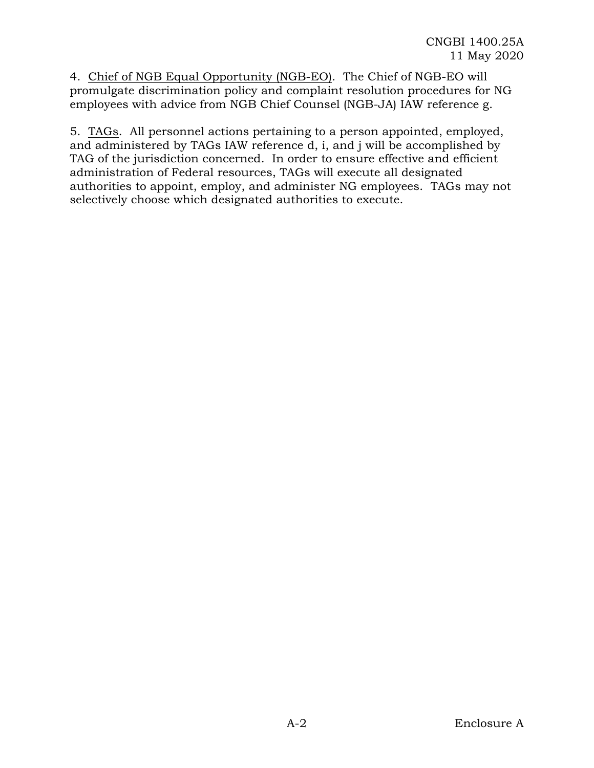4. Chief of NGB Equal Opportunity (NGB-EO). The Chief of NGB-EO will promulgate discrimination policy and complaint resolution procedures for NG employees with advice from NGB Chief Counsel (NGB-JA) IAW reference g.

5. TAGs. All personnel actions pertaining to a person appointed, employed, and administered by TAGs IAW reference d, i, and j will be accomplished by TAG of the jurisdiction concerned. In order to ensure effective and efficient administration of Federal resources, TAGs will execute all designated authorities to appoint, employ, and administer NG employees. TAGs may not selectively choose which designated authorities to execute.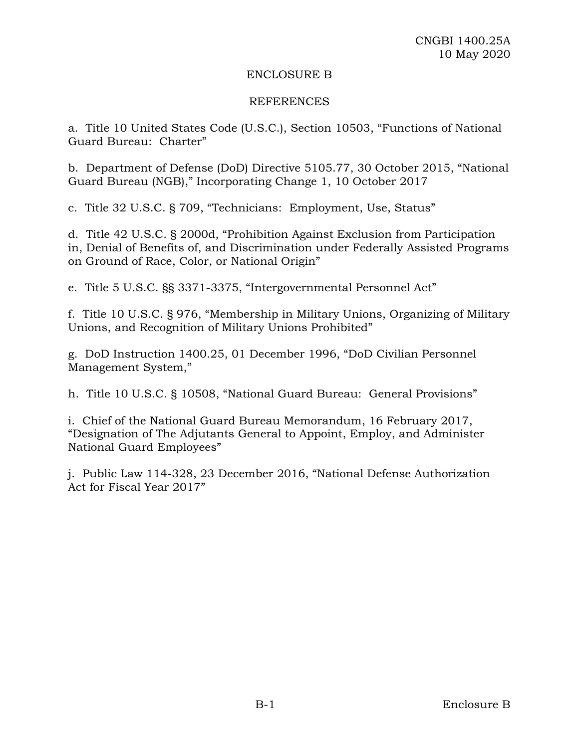## ENCLOSURE B

## REFERENCES

a. Title 10 United States Code (U.S.C.), Section 10503, “Functions of National Guard Bureau: Charter”

b. Department of Defense (DoD) Directive 5105.77, 30 October 2015, “National Guard Bureau (NGB),” Incorporating Change 1, 10 October 2017

c. Title 32 U.S.C. § 709, “Technicians: Employment, Use, Status”

d. Title 42 U.S.C. § 2000d, “Prohibition Against Exclusion from Participation in, Denial of Benefits of, and Discrimination under Federally Assisted Programs on Ground of Race, Color, or National Origin”

e. Title 5 U.S.C. §§ 3371-3375, “Intergovernmental Personnel Act”

f. Title 10 U.S.C. § 976, “Membership in Military Unions, Organizing of Military Unions, and Recognition of Military Unions Prohibited”

g. DoD Instruction 1400.25, 01 December 1996, “DoD Civilian Personnel Management System,”

h. Title 10 U.S.C. § 10508, “National Guard Bureau: General Provisions”

i. Chief of the National Guard Bureau Memorandum, 16 February 2017, “Designation of The Adjutants General to Appoint, Employ, and Administer National Guard Employees”

j. Public Law 114-328, 23 December 2016, “National Defense Authorization Act for Fiscal Year 2017”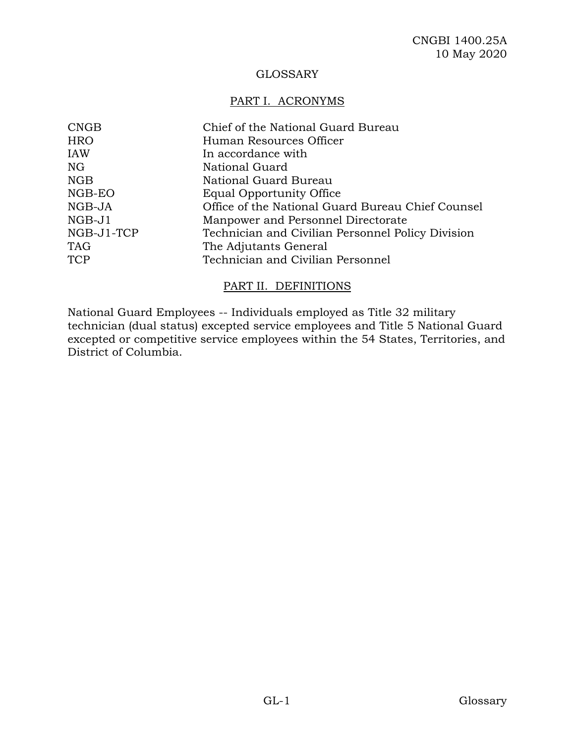# GLOSSARY

## PART I. ACRONYMS

| | |
|---|---|
| CNGB | Chief of the National Guard Bureau |
| HRO | Human Resources Officer |
| IAW | In accordance with |
| NG | National Guard |
| NGB | National Guard Bureau |
| NGB-EO | Equal Opportunity Office |
| NGB-JA | Office of the National Guard Bureau Chief Counsel |
| NGB-J1 | Manpower and Personnel Directorate |
| NGB-J1-TCP | Technician and Civilian Personnel Policy Division |
| TAG | The Adjutants General |
| TCP | Technician and Civilian Personnel |

## PART II. DEFINITIONS

National Guard Employees -- Individuals employed as Title 32 military technician (dual status) excepted service employees and Title 5 National Guard excepted or competitive service employees within the 54 States, Territories, and District of Columbia.